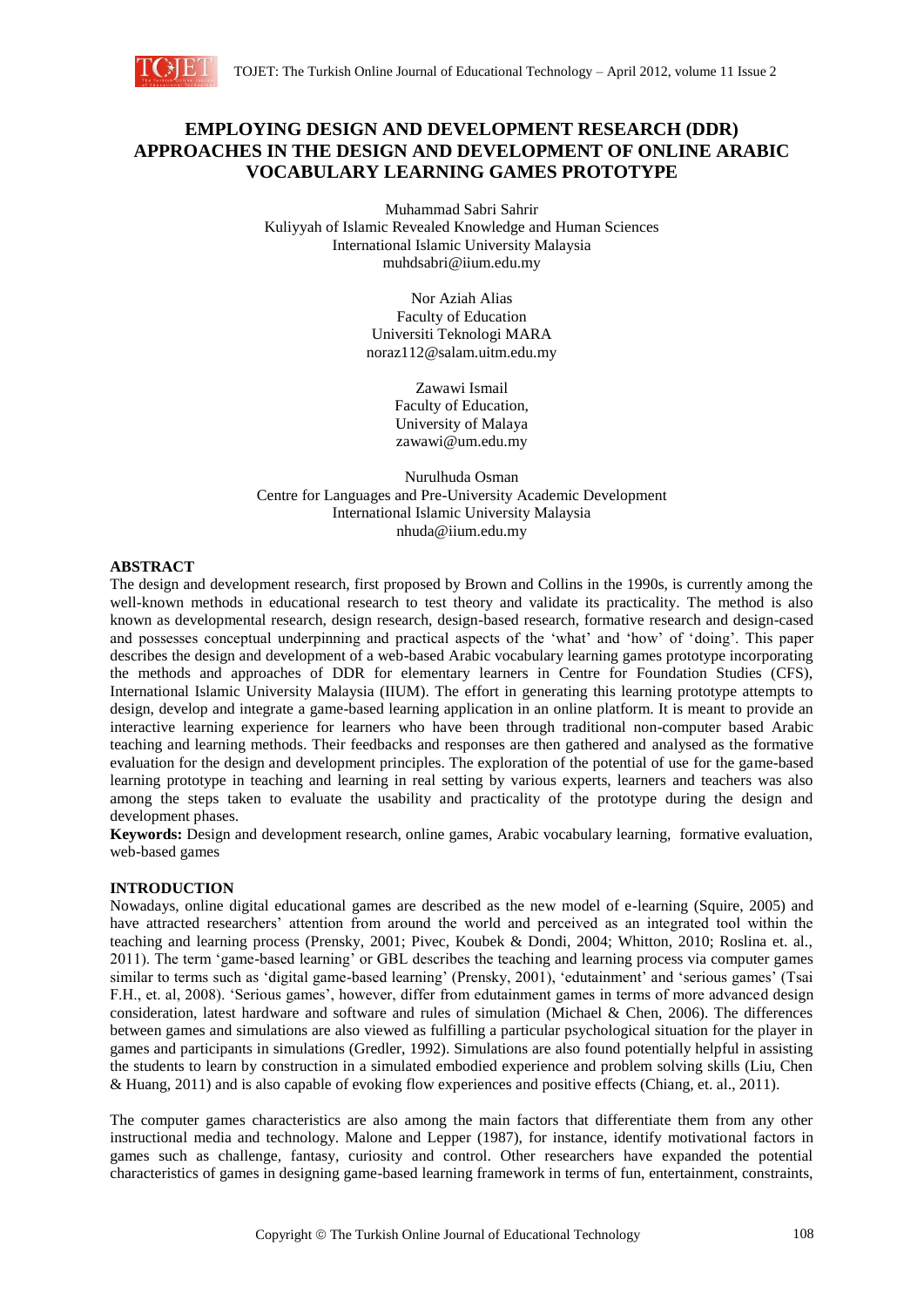# EMPLOYING DESIGN AND DEVELOPMENT RESEARCH (DDR) APPROACHES IN THE DESIGN AND DEVELOPMENT OF ONLINE ARABIC VOCABULARY LEARNING GAMES PROTOTYPE

Muhammad Sabri Sahrir
Kuliyyah of Islamic Revealed Knowledge and Human Sciences
International Islamic University Malaysia
muhdsabri@iium.edu.my

Nor Aziah Alias
Faculty of Education
Universiti Teknologi MARA
noraz112@salam.uitm.edu.my

Zawawi Ismail
Faculty of Education,
University of Malaya
zawawi@um.edu.my

Nurulhuda Osman
Centre for Languages and Pre-University Academic Development
International Islamic University Malaysia
nhuda@iium.edu.my

## ABSTRACT

The design and development research, first proposed by Brown and Collins in the 1990s, is currently among the well-known methods in educational research to test theory and validate its practicality. The method is also known as developmental research, design research, design-based research, formative research and design-cased and possesses conceptual underpinning and practical aspects of the 'what' and 'how' of 'doing'. This paper describes the design and development of a web-based Arabic vocabulary learning games prototype incorporating the methods and approaches of DDR for elementary learners in Centre for Foundation Studies (CFS), International Islamic University Malaysia (IIUM). The effort in generating this learning prototype attempts to design, develop and integrate a game-based learning application in an online platform. It is meant to provide an interactive learning experience for learners who have been through traditional non-computer based Arabic teaching and learning methods. Their feedbacks and responses are then gathered and analysed as the formative evaluation for the design and development principles. The exploration of the potential of use for the game-based learning prototype in teaching and learning in real setting by various experts, learners and teachers was also among the steps taken to evaluate the usability and practicality of the prototype during the design and development phases.

**Keywords:** Design and development research, online games, Arabic vocabulary learning, formative evaluation, web-based games

## INTRODUCTION

Nowadays, online digital educational games are described as the new model of e-learning (Squire, 2005) and have attracted researchers' attention from around the world and perceived as an integrated tool within the teaching and learning process (Prensky, 2001; Pivec, Koubek & Dondi, 2004; Whitton, 2010; Roslina et. al., 2011). The term 'game-based learning' or GBL describes the teaching and learning process via computer games similar to terms such as 'digital game-based learning' (Prensky, 2001), 'edutainment' and 'serious games' (Tsai F.H., et. al, 2008). 'Serious games', however, differ from edutainment games in terms of more advanced design consideration, latest hardware and software and rules of simulation (Michael & Chen, 2006). The differences between games and simulations are also viewed as fulfilling a particular psychological situation for the player in games and participants in simulations (Gredler, 1992). Simulations are also found potentially helpful in assisting the students to learn by construction in a simulated embodied experience and problem solving skills (Liu, Chen & Huang, 2011) and is also capable of evoking flow experiences and positive effects (Chiang, et. al., 2011).

The computer games characteristics are also among the main factors that differentiate them from any other instructional media and technology. Malone and Lepper (1987), for instance, identify motivational factors in games such as challenge, fantasy, curiosity and control. Other researchers have expanded the potential characteristics of games in designing game-based learning framework in terms of fun, entertainment, constraints,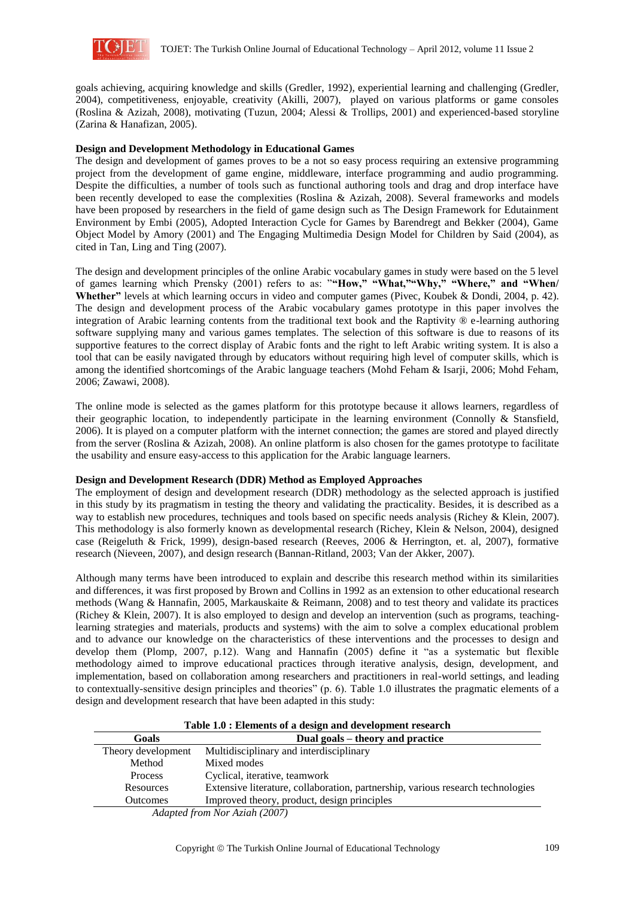goals achieving, acquiring knowledge and skills (Gredler, 1992), experiential learning and challenging (Gredler, 2004), competitiveness, enjoyable, creativity (Akilli, 2007), played on various platforms or game consoles (Roslina & Azizah, 2008), motivating (Tuzun, 2004; Alessi & Trollips, 2001) and experienced-based storyline (Zarina & Hanafizan, 2005).

**Design and Development Methodology in Educational Games**

The design and development of games proves to be a not so easy process requiring an extensive programming project from the development of game engine, middleware, interface programming and audio programming. Despite the difficulties, a number of tools such as functional authoring tools and drag and drop interface have been recently developed to ease the complexities (Roslina & Azizah, 2008). Several frameworks and models have been proposed by researchers in the field of game design such as The Design Framework for Edutainment Environment by Embi (2005), Adopted Interaction Cycle for Games by Barendregt and Bekker (2004), Game Object Model by Amory (2001) and The Engaging Multimedia Design Model for Children by Said (2004), as cited in Tan, Ling and Ting (2007).

The design and development principles of the online Arabic vocabulary games in study were based on the 5 level of games learning which Prensky (2001) refers to as: "**"How," "What,""Why," "Where," and "When/ Whether"** levels at which learning occurs in video and computer games (Pivec, Koubek & Dondi, 2004, p. 42). The design and development process of the Arabic vocabulary games prototype in this paper involves the integration of Arabic learning contents from the traditional text book and the Raptivity ® e-learning authoring software supplying many and various games templates. The selection of this software is due to reasons of its supportive features to the correct display of Arabic fonts and the right to left Arabic writing system. It is also a tool that can be easily navigated through by educators without requiring high level of computer skills, which is among the identified shortcomings of the Arabic language teachers (Mohd Feham & Isarji, 2006; Mohd Feham, 2006; Zawawi, 2008).

The online mode is selected as the games platform for this prototype because it allows learners, regardless of their geographic location, to independently participate in the learning environment (Connolly & Stansfield, 2006). It is played on a computer platform with the internet connection; the games are stored and played directly from the server (Roslina & Azizah, 2008). An online platform is also chosen for the games prototype to facilitate the usability and ensure easy-access to this application for the Arabic language learners.

**Design and Development Research (DDR) Method as Employed Approaches**

The employment of design and development research (DDR) methodology as the selected approach is justified in this study by its pragmatism in testing the theory and validating the practicality. Besides, it is described as a way to establish new procedures, techniques and tools based on specific needs analysis (Richey & Klein, 2007). This methodology is also formerly known as developmental research (Richey, Klein & Nelson, 2004), designed case (Reigeluth & Frick, 1999), design-based research (Reeves, 2006 & Herrington, et. al, 2007), formative research (Nieveen, 2007), and design research (Bannan-Ritland, 2003; Van der Akker, 2007).

Although many terms have been introduced to explain and describe this research method within its similarities and differences, it was first proposed by Brown and Collins in 1992 as an extension to other educational research methods (Wang & Hannafin, 2005, Markauskaite & Reimann, 2008) and to test theory and validate its practices (Richey & Klein, 2007). It is also employed to design and develop an intervention (such as programs, teaching-learning strategies and materials, products and systems) with the aim to solve a complex educational problem and to advance our knowledge on the characteristics of these interventions and the processes to design and develop them (Plomp, 2007, p.12). Wang and Hannafin (2005) define it "as a systematic but flexible methodology aimed to improve educational practices through iterative analysis, design, development, and implementation, based on collaboration among researchers and practitioners in real-world settings, and leading to contextually-sensitive design principles and theories" (p. 6). Table 1.0 illustrates the pragmatic elements of a design and development research that have been adapted in this study:

**Table 1.0 : Elements of a design and development research**

| Goals | Dual goals – theory and practice |
|---|---|
| Theory development | Multidisciplinary and interdisciplinary |
| Method | Mixed modes |
| Process | Cyclical, iterative, teamwork |
| Resources | Extensive literature, collaboration, partnership, various research technologies |
| Outcomes | Improved theory, product, design principles |

*Adapted from Nor Aziah (2007)*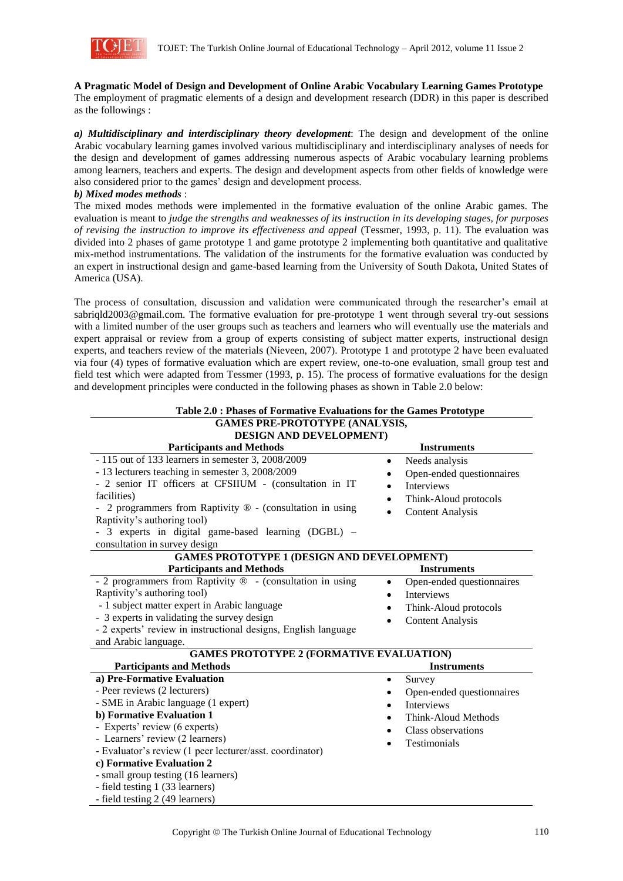**A Pragmatic Model of Design and Development of Online Arabic Vocabulary Learning Games Prototype**

The employment of pragmatic elements of a design and development research (DDR) in this paper is described as the followings :

***a) Multidisciplinary and interdisciplinary theory development***: The design and development of the online Arabic vocabulary learning games involved various multidisciplinary and interdisciplinary analyses of needs for the design and development of games addressing numerous aspects of Arabic vocabulary learning problems among learners, teachers and experts. The design and development aspects from other fields of knowledge were also considered prior to the games' design and development process.

***b) Mixed modes methods*** :

The mixed modes methods were implemented in the formative evaluation of the online Arabic games. The evaluation is meant to *judge the strengths and weaknesses of its instruction in its developing stages, for purposes of revising the instruction to improve its effectiveness and appeal* (Tessmer, 1993, p. 11). The evaluation was divided into 2 phases of game prototype 1 and game prototype 2 implementing both quantitative and qualitative mix-method instrumentations. The validation of the instruments for the formative evaluation was conducted by an expert in instructional design and game-based learning from the University of South Dakota, United States of America (USA).

The process of consultation, discussion and validation were communicated through the researcher's email at sabriqld2003@gmail.com. The formative evaluation for pre-prototype 1 went through several try-out sessions with a limited number of the user groups such as teachers and learners who will eventually use the materials and expert appraisal or review from a group of experts consisting of subject matter experts, instructional design experts, and teachers review of the materials (Nieveen, 2007). Prototype 1 and prototype 2 have been evaluated via four (4) types of formative evaluation which are expert review, one-to-one evaluation, small group test and field test which were adapted from Tessmer (1993, p. 15). The process of formative evaluations for the design and development principles were conducted in the following phases as shown in Table 2.0 below:

**Table 2.0 : Phases of Formative Evaluations for the Games Prototype**

| Participants and Methods | Instruments |
|---|---|
| **GAMES PRE-PROTOTYPE (ANALYSIS, DESIGN AND DEVELOPMENT)** | |
| **Participants and Methods** | **Instruments** |
| - 115 out of 133 learners in semester 3, 2008/2009<br>- 13 lecturers teaching in semester 3, 2008/2009<br>- 2 senior IT officers at CFSIIUM - (consultation in IT facilities)<br>- 2 programmers from Raptivity ® - (consultation in using Raptivity's authoring tool)<br>- 3 experts in digital game-based learning (DGBL) – consultation in survey design | • Needs analysis<br>• Open-ended questionnaires<br>• Interviews<br>• Think-Aloud protocols<br>• Content Analysis |
| **GAMES PROTOTYPE 1 (DESIGN AND DEVELOPMENT)** | |
| **Participants and Methods** | **Instruments** |
| - 2 programmers from Raptivity ® - (consultation in using Raptivity's authoring tool)<br>- 1 subject matter expert in Arabic language<br>- 3 experts in validating the survey design<br>- 2 experts' review in instructional designs, English language and Arabic language. | • Open-ended questionnaires<br>• Interviews<br>• Think-Aloud protocols<br>• Content Analysis |
| **GAMES PROTOTYPE 2 (FORMATIVE EVALUATION)** | |
| **Participants and Methods** | **Instruments** |
| **a) Pre-Formative Evaluation**<br>- Peer reviews (2 lecturers)<br>- SME in Arabic language (1 expert)<br>**b) Formative Evaluation 1**<br>- Experts' review (6 experts)<br>- Learners' review (2 learners)<br>- Evaluator's review (1 peer lecturer/asst. coordinator)<br>**c) Formative Evaluation 2**<br>- small group testing (16 learners)<br>- field testing 1 (33 learners)<br>- field testing 2 (49 learners) | • Survey<br>• Open-ended questionnaires<br>• Interviews<br>• Think-Aloud Methods<br>• Class observations<br>• Testimonials |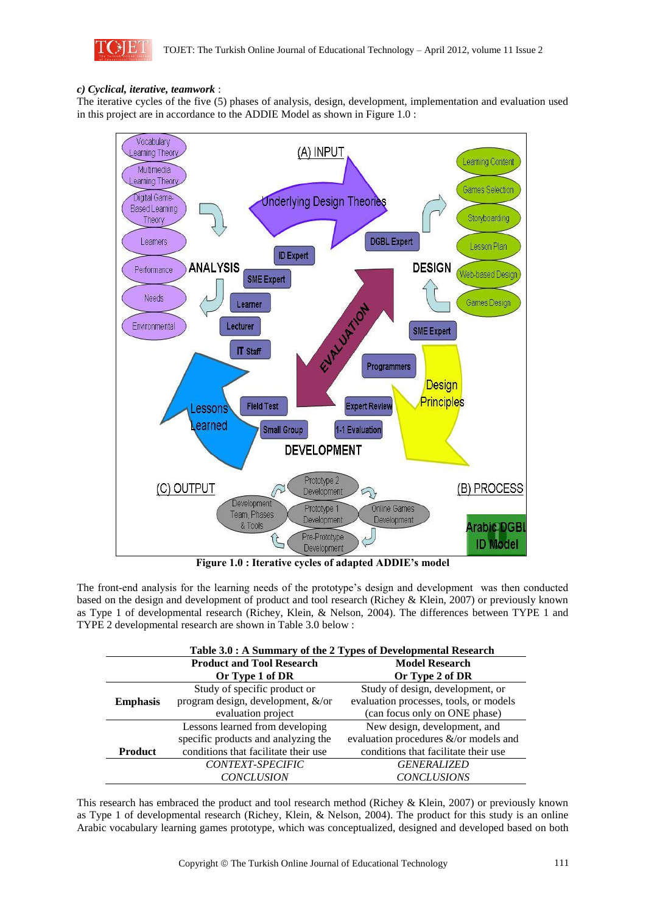***c) Cyclical, iterative, teamwork*** :

The iterative cycles of the five (5) phases of analysis, design, development, implementation and evaluation used in this project are in accordance to the ADDIE Model as shown in Figure 1.0 :

**Figure 1.0 : Iterative cycles of adapted ADDIE's model**

The front-end analysis for the learning needs of the prototype's design and development was then conducted based on the design and development of product and tool research (Richey & Klein, 2007) or previously known as Type 1 of developmental research (Richey, Klein, & Nelson, 2004). The differences between TYPE 1 and TYPE 2 developmental research are shown in Table 3.0 below :

**Table 3.0 : A Summary of the 2 Types of Developmental Research**

| | Product and Tool Research Or Type 1 of DR | Model Research Or Type 2 of DR |
|---|---|---|
| **Emphasis** | Study of specific product or program design, development, &/or evaluation project | Study of design, development, or evaluation processes, tools, or models (can focus only on ONE phase) |
| **Product** | Lessons learned from developing specific products and analyzing the conditions that facilitate their use | New design, development, and evaluation procedures &/or models and conditions that facilitate their use |
| | *CONTEXT-SPECIFIC CONCLUSION* | *GENERALIZED CONCLUSIONS* |

This research has embraced the product and tool research method (Richey & Klein, 2007) or previously known as Type 1 of developmental research (Richey, Klein, & Nelson, 2004). The product for this study is an online Arabic vocabulary learning games prototype, which was conceptualized, designed and developed based on both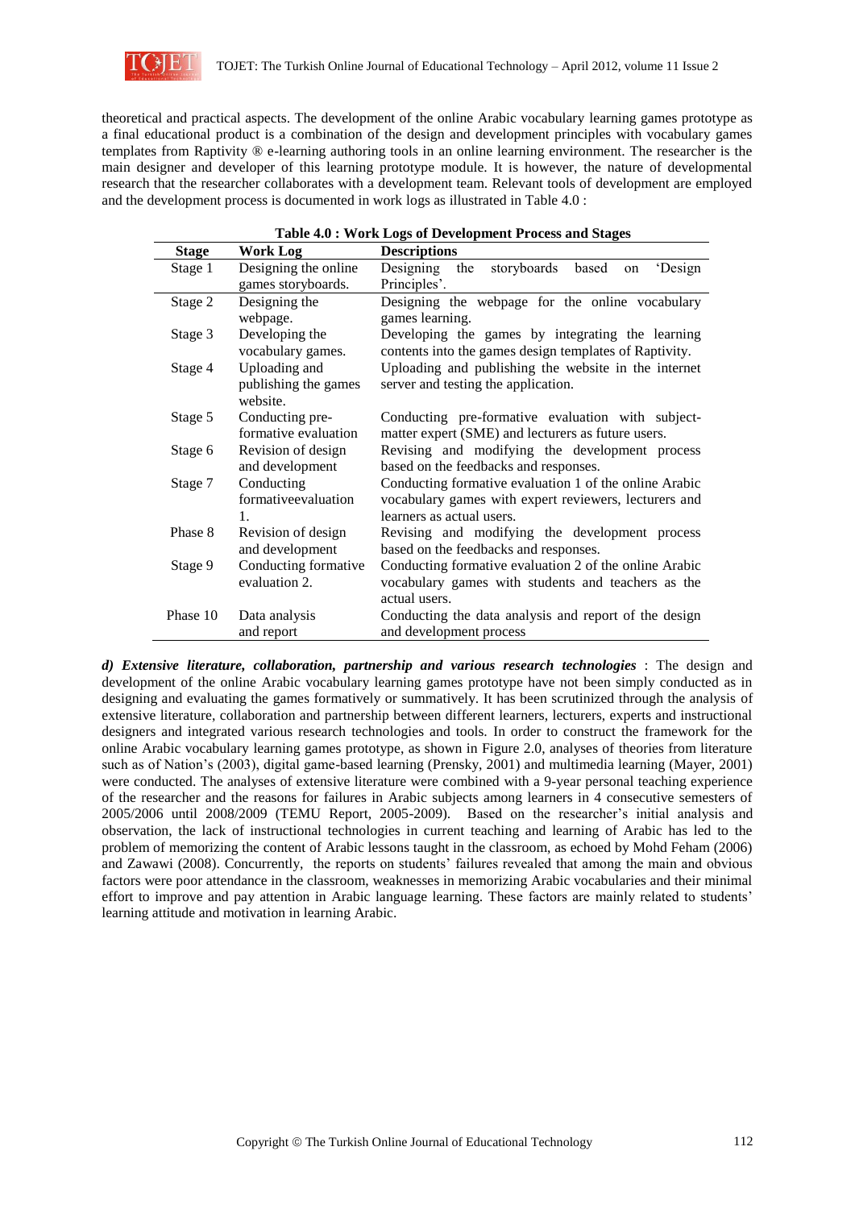theoretical and practical aspects. The development of the online Arabic vocabulary learning games prototype as a final educational product is a combination of the design and development principles with vocabulary games templates from Raptivity ® e-learning authoring tools in an online learning environment. The researcher is the main designer and developer of this learning prototype module. It is however, the nature of developmental research that the researcher collaborates with a development team. Relevant tools of development are employed and the development process is documented in work logs as illustrated in Table 4.0 :

**Table 4.0 : Work Logs of Development Process and Stages**

| Stage | Work Log | Descriptions |
|---|---|---|
| Stage 1 | Designing the online games storyboards. | Designing the storyboards based on 'Design Principles'. |
| Stage 2 | Designing the webpage. | Designing the webpage for the online vocabulary games learning. |
| Stage 3 | Developing the vocabulary games. | Developing the games by integrating the learning contents into the games design templates of Raptivity. |
| Stage 4 | Uploading and publishing the games website. | Uploading and publishing the website in the internet server and testing the application. |
| Stage 5 | Conducting pre-formative evaluation | Conducting pre-formative evaluation with subject-matter expert (SME) and lecturers as future users. |
| Stage 6 | Revision of design and development | Revising and modifying the development process based on the feedbacks and responses. |
| Stage 7 | Conducting formativeevaluation 1. | Conducting formative evaluation 1 of the online Arabic vocabulary games with expert reviewers, lecturers and learners as actual users. |
| Phase 8 | Revision of design and development | Revising and modifying the development process based on the feedbacks and responses. |
| Stage 9 | Conducting formative evaluation 2. | Conducting formative evaluation 2 of the online Arabic vocabulary games with students and teachers as the actual users. |
| Phase 10 | Data analysis and report | Conducting the data analysis and report of the design and development process |

***d) Extensive literature, collaboration, partnership and various research technologies*** : The design and development of the online Arabic vocabulary learning games prototype have not been simply conducted as in designing and evaluating the games formatively or summatively. It has been scrutinized through the analysis of extensive literature, collaboration and partnership between different learners, lecturers, experts and instructional designers and integrated various research technologies and tools. In order to construct the framework for the online Arabic vocabulary learning games prototype, as shown in Figure 2.0, analyses of theories from literature such as of Nation's (2003), digital game-based learning (Prensky, 2001) and multimedia learning (Mayer, 2001) were conducted. The analyses of extensive literature were combined with a 9-year personal teaching experience of the researcher and the reasons for failures in Arabic subjects among learners in 4 consecutive semesters of 2005/2006 until 2008/2009 (TEMU Report, 2005-2009). Based on the researcher's initial analysis and observation, the lack of instructional technologies in current teaching and learning of Arabic has led to the problem of memorizing the content of Arabic lessons taught in the classroom, as echoed by Mohd Feham (2006) and Zawawi (2008). Concurrently, the reports on students' failures revealed that among the main and obvious factors were poor attendance in the classroom, weaknesses in memorizing Arabic vocabularies and their minimal effort to improve and pay attention in Arabic language learning. These factors are mainly related to students' learning attitude and motivation in learning Arabic.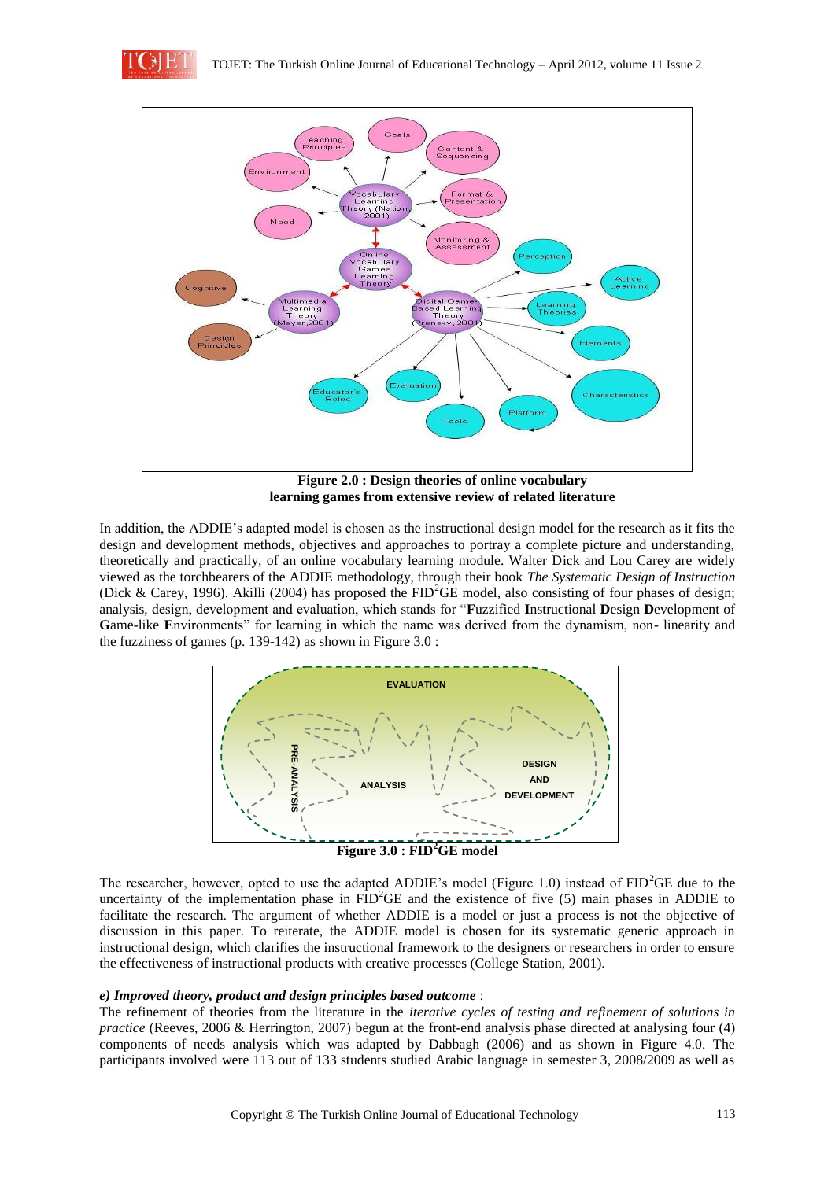**Figure 2.0 : Design theories of online vocabulary learning games from extensive review of related literature**

In addition, the ADDIE's adapted model is chosen as the instructional design model for the research as it fits the design and development methods, objectives and approaches to portray a complete picture and understanding, theoretically and practically, of an online vocabulary learning module. Walter Dick and Lou Carey are widely viewed as the torchbearers of the ADDIE methodology, through their book *The Systematic Design of Instruction* (Dick & Carey, 1996). Akilli (2004) has proposed the FID$^2$GE model, also consisting of four phases of design; analysis, design, development and evaluation, which stands for "**F**uzzified **I**nstructional **D**esign **D**evelopment of **G**ame-like **E**nvironments" for learning in which the name was derived from the dynamism, non- linearity and the fuzziness of games (p. 139-142) as shown in Figure 3.0 :

**Figure 3.0 : FID$^2$GE model**

The researcher, however, opted to use the adapted ADDIE's model (Figure 1.0) instead of FID$^2$GE due to the uncertainty of the implementation phase in FID$^2$GE and the existence of five (5) main phases in ADDIE to facilitate the research. The argument of whether ADDIE is a model or just a process is not the objective of discussion in this paper. To reiterate, the ADDIE model is chosen for its systematic generic approach in instructional design, which clarifies the instructional framework to the designers or researchers in order to ensure the effectiveness of instructional products with creative processes (College Station, 2001).

***e) Improved theory, product and design principles based outcome*** :

The refinement of theories from the literature in the *iterative cycles of testing and refinement of solutions in practice* (Reeves, 2006 & Herrington, 2007) begun at the front-end analysis phase directed at analysing four (4) components of needs analysis which was adapted by Dabbagh (2006) and as shown in Figure 4.0. The participants involved were 113 out of 133 students studied Arabic language in semester 3, 2008/2009 as well as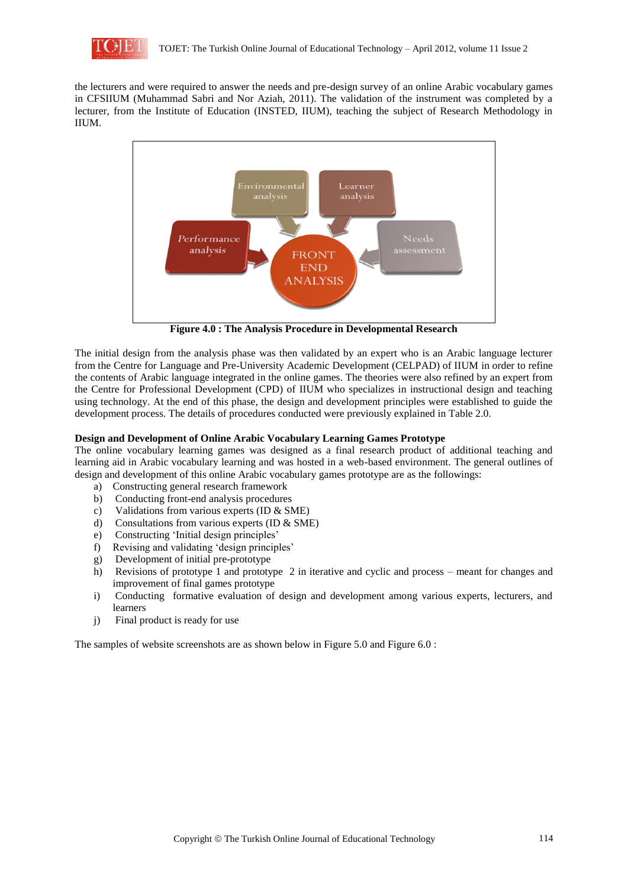the lecturers and were required to answer the needs and pre-design survey of an online Arabic vocabulary games in CFSIIUM (Muhammad Sabri and Nor Aziah, 2011). The validation of the instrument was completed by a lecturer, from the Institute of Education (INSTED, IIUM), teaching the subject of Research Methodology in IIUM.

**Figure 4.0 : The Analysis Procedure in Developmental Research**

The initial design from the analysis phase was then validated by an expert who is an Arabic language lecturer from the Centre for Language and Pre-University Academic Development (CELPAD) of IIUM in order to refine the contents of Arabic language integrated in the online games. The theories were also refined by an expert from the Centre for Professional Development (CPD) of IIUM who specializes in instructional design and teaching using technology. At the end of this phase, the design and development principles were established to guide the development process. The details of procedures conducted were previously explained in Table 2.0.

**Design and Development of Online Arabic Vocabulary Learning Games Prototype**

The online vocabulary learning games was designed as a final research product of additional teaching and learning aid in Arabic vocabulary learning and was hosted in a web-based environment. The general outlines of design and development of this online Arabic vocabulary games prototype are as the followings:

a) Constructing general research framework
b) Conducting front-end analysis procedures
c) Validations from various experts (ID & SME)
d) Consultations from various experts (ID & SME)
e) Constructing 'Initial design principles'
f) Revising and validating 'design principles'
g) Development of initial pre-prototype
h) Revisions of prototype 1 and prototype 2 in iterative and cyclic and process – meant for changes and improvement of final games prototype
i) Conducting formative evaluation of design and development among various experts, lecturers, and learners
j) Final product is ready for use

The samples of website screenshots are as shown below in Figure 5.0 and Figure 6.0 :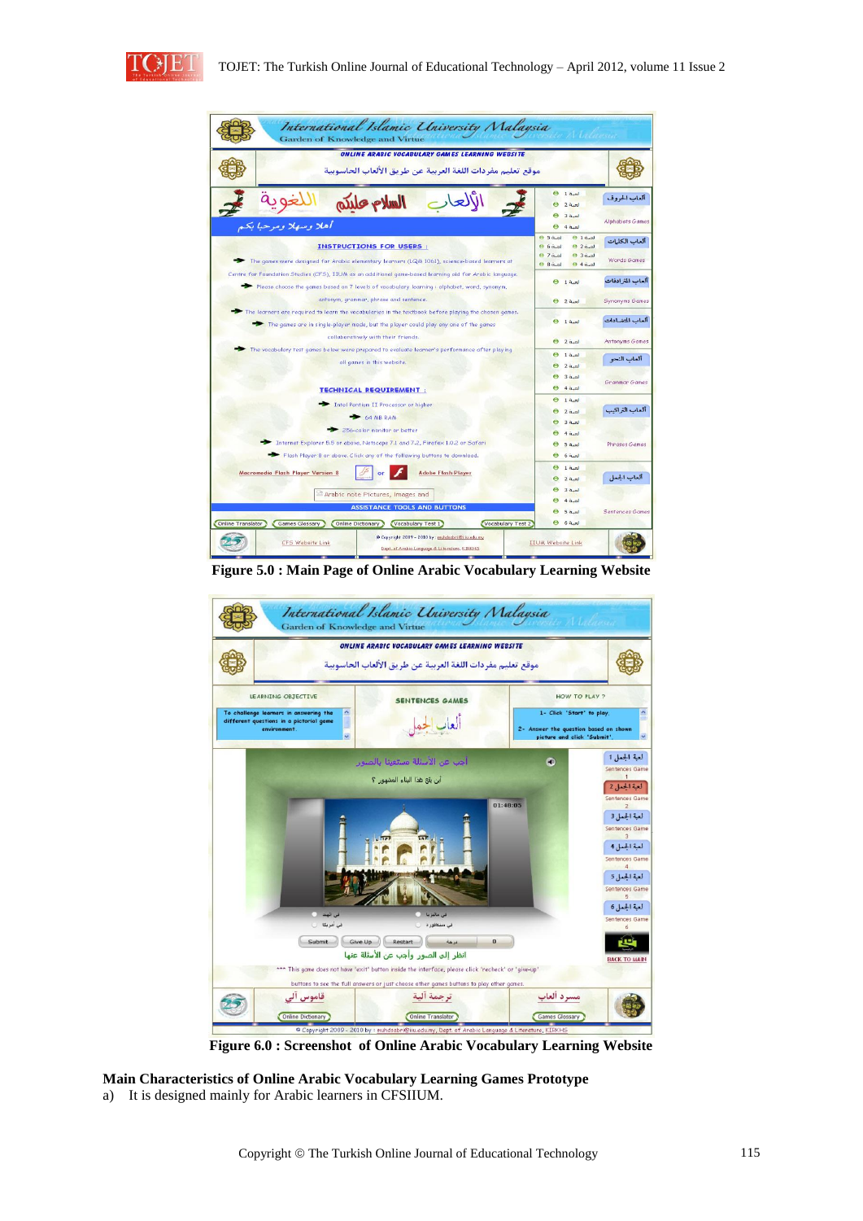Figure 5.0 : Main Page of Online Arabic Vocabulary Learning Website

Figure 6.0 : Screenshot of Online Arabic Vocabulary Learning Website

**Main Characteristics of Online Arabic Vocabulary Learning Games Prototype**

a) It is designed mainly for Arabic learners in CFSIIUM.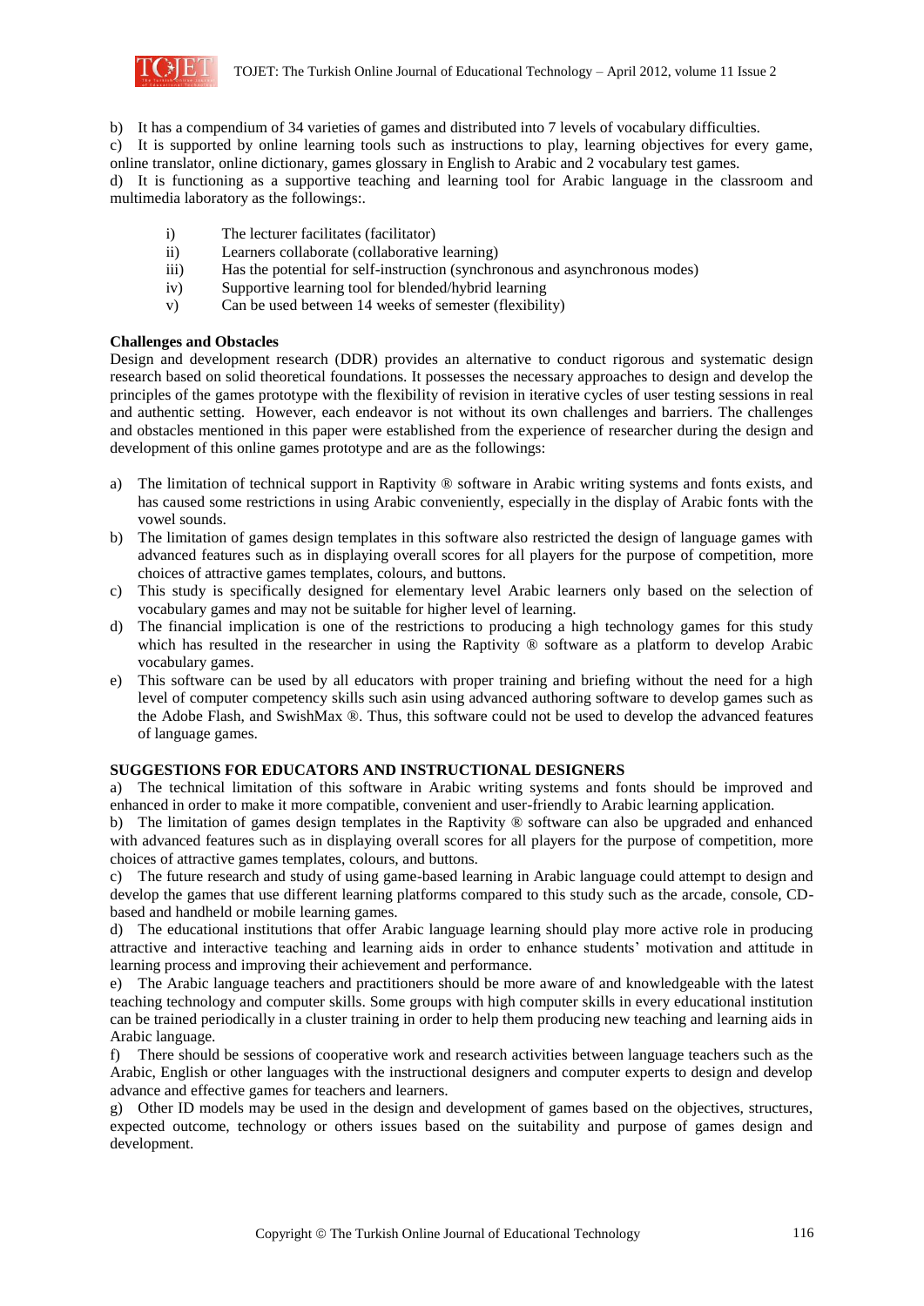b) It has a compendium of 34 varieties of games and distributed into 7 levels of vocabulary difficulties.

c) It is supported by online learning tools such as instructions to play, learning objectives for every game, online translator, online dictionary, games glossary in English to Arabic and 2 vocabulary test games.

d) It is functioning as a supportive teaching and learning tool for Arabic language in the classroom and multimedia laboratory as the followings:.

- i) The lecturer facilitates (facilitator)
- ii) Learners collaborate (collaborative learning)
- iii) Has the potential for self-instruction (synchronous and asynchronous modes)
- iv) Supportive learning tool for blended/hybrid learning
- v) Can be used between 14 weeks of semester (flexibility)

**Challenges and Obstacles**

Design and development research (DDR) provides an alternative to conduct rigorous and systematic design research based on solid theoretical foundations. It possesses the necessary approaches to design and develop the principles of the games prototype with the flexibility of revision in iterative cycles of user testing sessions in real and authentic setting. However, each endeavor is not without its own challenges and barriers. The challenges and obstacles mentioned in this paper were established from the experience of researcher during the design and development of this online games prototype and are as the followings:

a) The limitation of technical support in Raptivity ® software in Arabic writing systems and fonts exists, and has caused some restrictions in using Arabic conveniently, especially in the display of Arabic fonts with the vowel sounds.

b) The limitation of games design templates in this software also restricted the design of language games with advanced features such as in displaying overall scores for all players for the purpose of competition, more choices of attractive games templates, colours, and buttons.

c) This study is specifically designed for elementary level Arabic learners only based on the selection of vocabulary games and may not be suitable for higher level of learning.

d) The financial implication is one of the restrictions to producing a high technology games for this study which has resulted in the researcher in using the Raptivity ® software as a platform to develop Arabic vocabulary games.

e) This software can be used by all educators with proper training and briefing without the need for a high level of computer competency skills such asin using advanced authoring software to develop games such as the Adobe Flash, and SwishMax ®. Thus, this software could not be used to develop the advanced features of language games.

**SUGGESTIONS FOR EDUCATORS AND INSTRUCTIONAL DESIGNERS**

a) The technical limitation of this software in Arabic writing systems and fonts should be improved and enhanced in order to make it more compatible, convenient and user-friendly to Arabic learning application.

b) The limitation of games design templates in the Raptivity ® software can also be upgraded and enhanced with advanced features such as in displaying overall scores for all players for the purpose of competition, more choices of attractive games templates, colours, and buttons.

c) The future research and study of using game-based learning in Arabic language could attempt to design and develop the games that use different learning platforms compared to this study such as the arcade, console, CD-based and handheld or mobile learning games.

d) The educational institutions that offer Arabic language learning should play more active role in producing attractive and interactive teaching and learning aids in order to enhance students' motivation and attitude in learning process and improving their achievement and performance.

e) The Arabic language teachers and practitioners should be more aware of and knowledgeable with the latest teaching technology and computer skills. Some groups with high computer skills in every educational institution can be trained periodically in a cluster training in order to help them producing new teaching and learning aids in Arabic language.

f) There should be sessions of cooperative work and research activities between language teachers such as the Arabic, English or other languages with the instructional designers and computer experts to design and develop advance and effective games for teachers and learners.

g) Other ID models may be used in the design and development of games based on the objectives, structures, expected outcome, technology or others issues based on the suitability and purpose of games design and development.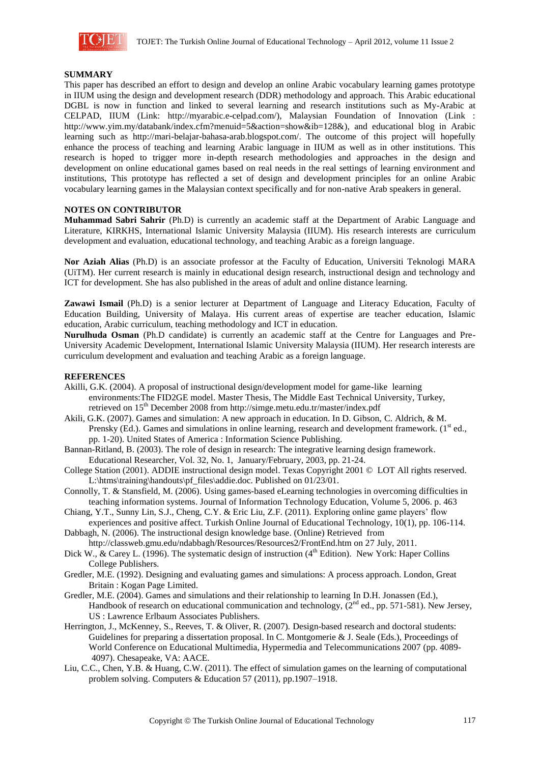## SUMMARY

This paper has described an effort to design and develop an online Arabic vocabulary learning games prototype in IIUM using the design and development research (DDR) methodology and approach. This Arabic educational DGBL is now in function and linked to several learning and research institutions such as My-Arabic at CELPAD, IIUM (Link: http://myarabic.e-celpad.com/), Malaysian Foundation of Innovation (Link : http://www.yim.my/databank/index.cfm?menuid=5&action=show&ib=128&), and educational blog in Arabic learning such as http://mari-belajar-bahasa-arab.blogspot.com/. The outcome of this project will hopefully enhance the process of teaching and learning Arabic language in IIUM as well as in other institutions. This research is hoped to trigger more in-depth research methodologies and approaches in the design and development on online educational games based on real needs in the real settings of learning environment and institutions, This prototype has reflected a set of design and development principles for an online Arabic vocabulary learning games in the Malaysian context specifically and for non-native Arab speakers in general.

## NOTES ON CONTRIBUTOR

**Muhammad Sabri Sahrir** (Ph.D) is currently an academic staff at the Department of Arabic Language and Literature, KIRKHS, International Islamic University Malaysia (IIUM). His research interests are curriculum development and evaluation, educational technology, and teaching Arabic as a foreign language.

**Nor Aziah Alias** (Ph.D) is an associate professor at the Faculty of Education, Universiti Teknologi MARA (UiTM). Her current research is mainly in educational design research, instructional design and technology and ICT for development. She has also published in the areas of adult and online distance learning.

**Zawawi Ismail** (Ph.D) is a senior lecturer at Department of Language and Literacy Education, Faculty of Education Building, University of Malaya. His current areas of expertise are teacher education, Islamic education, Arabic curriculum, teaching methodology and ICT in education.

**Nurulhuda Osman** (Ph.D candidate) is currently an academic staff at the Centre for Languages and Pre-University Academic Development, International Islamic University Malaysia (IIUM). Her research interests are curriculum development and evaluation and teaching Arabic as a foreign language.

## REFERENCES

Akilli, G.K. (2004). A proposal of instructional design/development model for game-like learning environments:The FID2GE model. Master Thesis, The Middle East Technical University, Turkey, retrieved on 15th December 2008 from http://simge.metu.edu.tr/master/index.pdf

Akili, G.K. (2007). Games and simulation: A new approach in education. In D. Gibson, C. Aldrich, & M. Prensky (Ed.). Games and simulations in online learning, research and development framework. (1st ed., pp. 1-20). United States of America : Information Science Publishing.

Bannan-Ritland, B. (2003). The role of design in research: The integrative learning design framework. Educational Researcher, Vol. 32, No. 1, January/February, 2003, pp. 21-24.

College Station (2001). ADDIE instructional design model. Texas Copyright 2001 © LOT All rights reserved. L:\htms\training\handouts\pf_files\addie.doc. Published on 01/23/01.

Connolly, T. & Stansfield, M. (2006). Using games-based eLearning technologies in overcoming difficulties in teaching information systems. Journal of Information Technology Education, Volume 5, 2006. p. 463

Chiang, Y.T., Sunny Lin, S.J., Cheng, C.Y. & Eric Liu, Z.F. (2011). Exploring online game players' flow experiences and positive affect. Turkish Online Journal of Educational Technology, 10(1), pp. 106-114.

Dabbagh, N. (2006). The instructional design knowledge base. (Online) Retrieved from http://classweb.gmu.edu/ndabbagh/Resources/Resources2/FrontEnd.htm on 27 July, 2011.

Dick W., & Carey L. (1996). The systematic design of instruction (4th Edition). New York: Haper Collins College Publishers.

Gredler, M.E. (1992). Designing and evaluating games and simulations: A process approach. London, Great Britain : Kogan Page Limited.

Gredler, M.E. (2004). Games and simulations and their relationship to learning In D.H. Jonassen (Ed.), Handbook of research on educational communication and technology, (2nd ed., pp. 571-581). New Jersey, US : Lawrence Erlbaum Associates Publishers.

Herrington, J., McKenney, S., Reeves, T. & Oliver, R. (2007). Design-based research and doctoral students: Guidelines for preparing a dissertation proposal. In C. Montgomerie & J. Seale (Eds.), Proceedings of World Conference on Educational Multimedia, Hypermedia and Telecommunications 2007 (pp. 4089-4097). Chesapeake, VA: AACE.

Liu, C.C., Chen, Y.B. & Huang, C.W. (2011). The effect of simulation games on the learning of computational problem solving. Computers & Education 57 (2011), pp.1907–1918.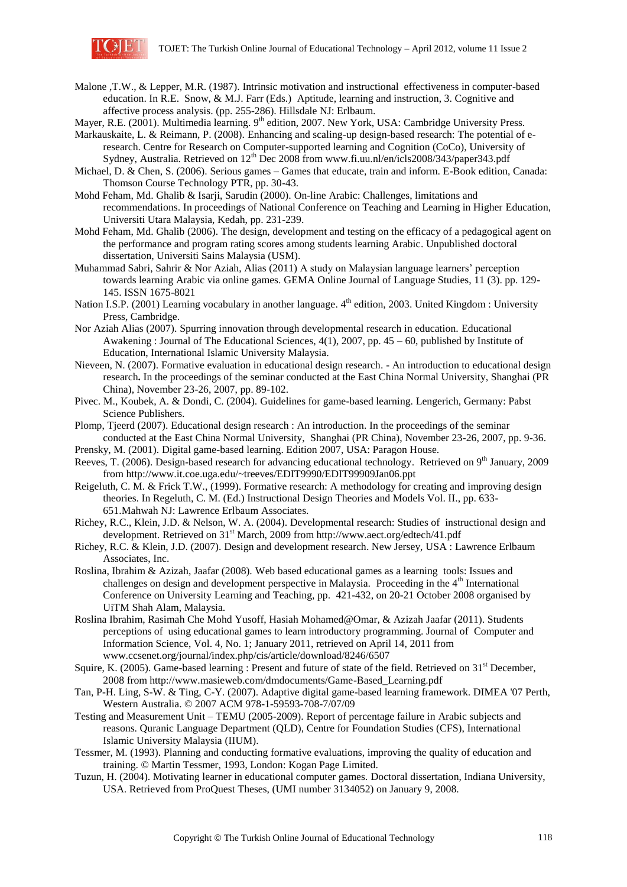Malone ,T.W., & Lepper, M.R. (1987). Intrinsic motivation and instructional effectiveness in computer-based education. In R.E. Snow, & M.J. Farr (Eds.) Aptitude, learning and instruction, 3. Cognitive and affective process analysis. (pp. 255-286). Hillsdale NJ: Erlbaum.

Mayer, R.E. (2001). Multimedia learning. 9th edition, 2007. New York, USA: Cambridge University Press.

Markauskaite, L. & Reimann, P. (2008). Enhancing and scaling-up design-based research: The potential of e-research. Centre for Research on Computer-supported learning and Cognition (CoCo), University of Sydney, Australia. Retrieved on 12th Dec 2008 from www.fi.uu.nl/en/icls2008/343/paper343.pdf

Michael, D. & Chen, S. (2006). Serious games – Games that educate, train and inform. E-Book edition, Canada: Thomson Course Technology PTR, pp. 30-43.

Mohd Feham, Md. Ghalib & Isarji, Sarudin (2000). On-line Arabic: Challenges, limitations and recommendations. In proceedings of National Conference on Teaching and Learning in Higher Education, Universiti Utara Malaysia, Kedah, pp. 231-239.

Mohd Feham, Md. Ghalib (2006). The design, development and testing on the efficacy of a pedagogical agent on the performance and program rating scores among students learning Arabic. Unpublished doctoral dissertation, Universiti Sains Malaysia (USM).

Muhammad Sabri, Sahrir & Nor Aziah, Alias (2011) A study on Malaysian language learners' perception towards learning Arabic via online games. GEMA Online Journal of Language Studies, 11 (3). pp. 129-145. ISSN 1675-8021

Nation I.S.P. (2001) Learning vocabulary in another language. 4th edition, 2003. United Kingdom : University Press, Cambridge.

Nor Aziah Alias (2007). Spurring innovation through developmental research in education. Educational Awakening : Journal of The Educational Sciences, 4(1), 2007, pp. 45 – 60, published by Institute of Education, International Islamic University Malaysia.

Nieveen, N. (2007). Formative evaluation in educational design research. - An introduction to educational design research**.** In the proceedings of the seminar conducted at the East China Normal University, Shanghai (PR China), November 23-26, 2007, pp. 89-102.

Pivec. M., Koubek, A. & Dondi, C. (2004). Guidelines for game-based learning. Lengerich, Germany: Pabst Science Publishers.

Plomp, Tjeerd (2007). Educational design research : An introduction. In the proceedings of the seminar conducted at the East China Normal University, Shanghai (PR China), November 23-26, 2007, pp. 9-36.

Prensky, M. (2001). Digital game-based learning. Edition 2007, USA: Paragon House.

Reeves, T. (2006). Design-based research for advancing educational technology. Retrieved on 9th January, 2009 from http://www.it.coe.uga.edu/~treeves/EDIT9990/EDIT99909Jan06.ppt

Reigeluth, C. M. & Frick T.W., (1999). Formative research: A methodology for creating and improving design theories. In Regeluth, C. M. (Ed.) Instructional Design Theories and Models Vol. II., pp. 633-651.Mahwah NJ: Lawrence Erlbaum Associates.

Richey, R.C., Klein, J.D. & Nelson, W. A. (2004). Developmental research: Studies of instructional design and development. Retrieved on 31st March, 2009 from http://www.aect.org/edtech/41.pdf

Richey, R.C. & Klein, J.D. (2007). Design and development research. New Jersey, USA : Lawrence Erlbaum Associates, Inc.

Roslina, Ibrahim & Azizah, Jaafar (2008). Web based educational games as a learning tools: Issues and challenges on design and development perspective in Malaysia. Proceeding in the 4th International Conference on University Learning and Teaching, pp. 421-432, on 20-21 October 2008 organised by UiTM Shah Alam, Malaysia.

Roslina Ibrahim, Rasimah Che Mohd Yusoff, Hasiah Mohamed@Omar, & Azizah Jaafar (2011). Students perceptions of using educational games to learn introductory programming. Journal of Computer and Information Science, Vol. 4, No. 1; January 2011, retrieved on April 14, 2011 from www.ccsenet.org/journal/index.php/cis/article/download/8246/6507

Squire, K. (2005). Game-based learning : Present and future of state of the field. Retrieved on 31st December, 2008 from http://www.masieweb.com/dmdocuments/Game-Based_Learning.pdf

Tan, P-H. Ling, S-W. & Ting, C-Y. (2007). Adaptive digital game-based learning framework. DIMEA '07 Perth, Western Australia. © 2007 ACM 978-1-59593-708-7/07/09

Testing and Measurement Unit – TEMU (2005-2009). Report of percentage failure in Arabic subjects and reasons. Quranic Language Department (QLD), Centre for Foundation Studies (CFS), International Islamic University Malaysia (IIUM).

Tessmer, M. (1993). Planning and conducting formative evaluations, improving the quality of education and training. © Martin Tessmer, 1993, London: Kogan Page Limited.

Tuzun, H. (2004). Motivating learner in educational computer games. Doctoral dissertation, Indiana University, USA. Retrieved from ProQuest Theses, (UMI number 3134052) on January 9, 2008.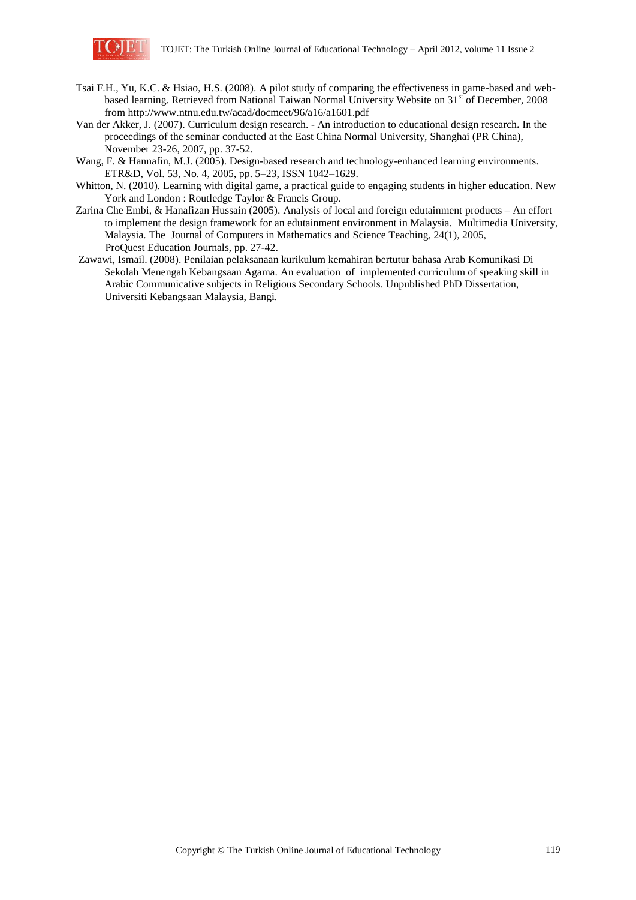Tsai F.H., Yu, K.C. & Hsiao, H.S. (2008). A pilot study of comparing the effectiveness in game-based and web-based learning. Retrieved from National Taiwan Normal University Website on 31st of December, 2008 from http://www.ntnu.edu.tw/acad/docmeet/96/a16/a1601.pdf

Van der Akker, J. (2007). Curriculum design research. - An introduction to educational design research**.** In the proceedings of the seminar conducted at the East China Normal University, Shanghai (PR China), November 23-26, 2007, pp. 37-52.

Wang, F. & Hannafin, M.J. (2005). Design-based research and technology-enhanced learning environments. ETR&D, Vol. 53, No. 4, 2005, pp. 5–23, ISSN 1042–1629.

Whitton, N. (2010). Learning with digital game, a practical guide to engaging students in higher education. New York and London : Routledge Taylor & Francis Group.

Zarina Che Embi, & Hanafizan Hussain (2005). Analysis of local and foreign edutainment products – An effort to implement the design framework for an edutainment environment in Malaysia. Multimedia University, Malaysia. The Journal of Computers in Mathematics and Science Teaching, 24(1), 2005, ProQuest Education Journals, pp. 27-42.

Zawawi, Ismail. (2008). Penilaian pelaksanaan kurikulum kemahiran bertutur bahasa Arab Komunikasi Di Sekolah Menengah Kebangsaan Agama. An evaluation of implemented curriculum of speaking skill in Arabic Communicative subjects in Religious Secondary Schools. Unpublished PhD Dissertation, Universiti Kebangsaan Malaysia, Bangi.